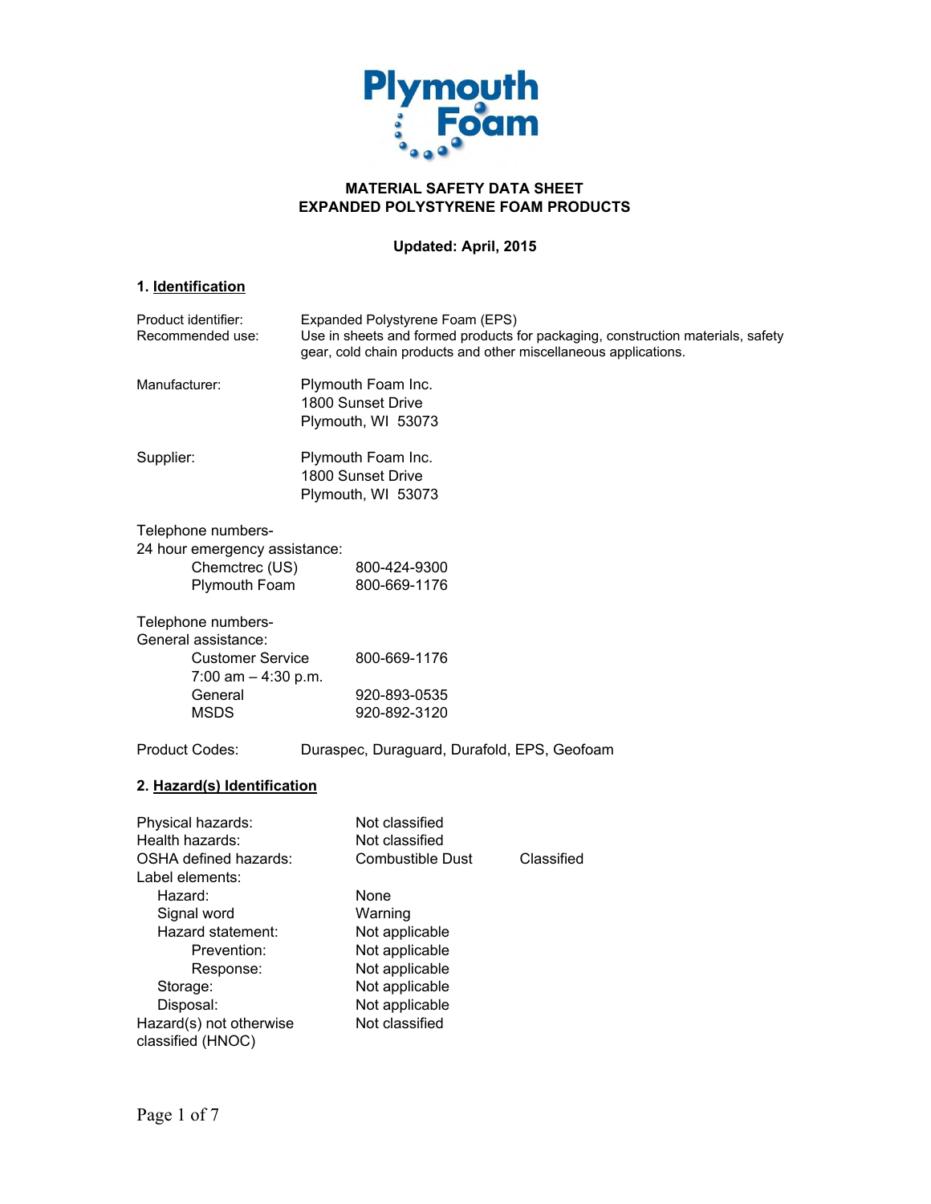**Plymouth Foam**

# MATERIAL SAFETY DATA SHEET
# EXPANDED POLYSTYRENE FOAM PRODUCTS

**Updated: April, 2015**

## 1. Identification

| | |
|---|---|
| Product identifier: | Expanded Polystyrene Foam (EPS) |
| Recommended use: | Use in sheets and formed products for packaging, construction materials, safety gear, cold chain products and other miscellaneous applications. |
| Manufacturer: | Plymouth Foam Inc.<br>1800 Sunset Drive<br>Plymouth, WI 53073 |
| Supplier: | Plymouth Foam Inc.<br>1800 Sunset Drive<br>Plymouth, WI 53073 |

Telephone numbers-
24 hour emergency assistance:

| | |
|---|---|
| Chemctrec (US) | 800-424-9300 |
| Plymouth Foam | 800-669-1176 |

Telephone numbers-
General assistance:

| | |
|---|---|
| Customer Service<br>7:00 am – 4:30 p.m. | 800-669-1176 |
| General | 920-893-0535 |
| MSDS | 920-892-3120 |

Product Codes: Duraspec, Duraguard, Durafold, EPS, Geofoam

## 2. Hazard(s) Identification

| | | |
|---|---|---|
| Physical hazards: | Not classified | |
| Health hazards: | Not classified | |
| OSHA defined hazards: | Combustible Dust | Classified |
| Label elements: | | |
| Hazard: | None | |
| Signal word | Warning | |
| Hazard statement: | Not applicable | |
| Prevention: | Not applicable | |
| Response: | Not applicable | |
| Storage: | Not applicable | |
| Disposal: | Not applicable | |
| Hazard(s) not otherwise classified (HNOC) | Not classified | |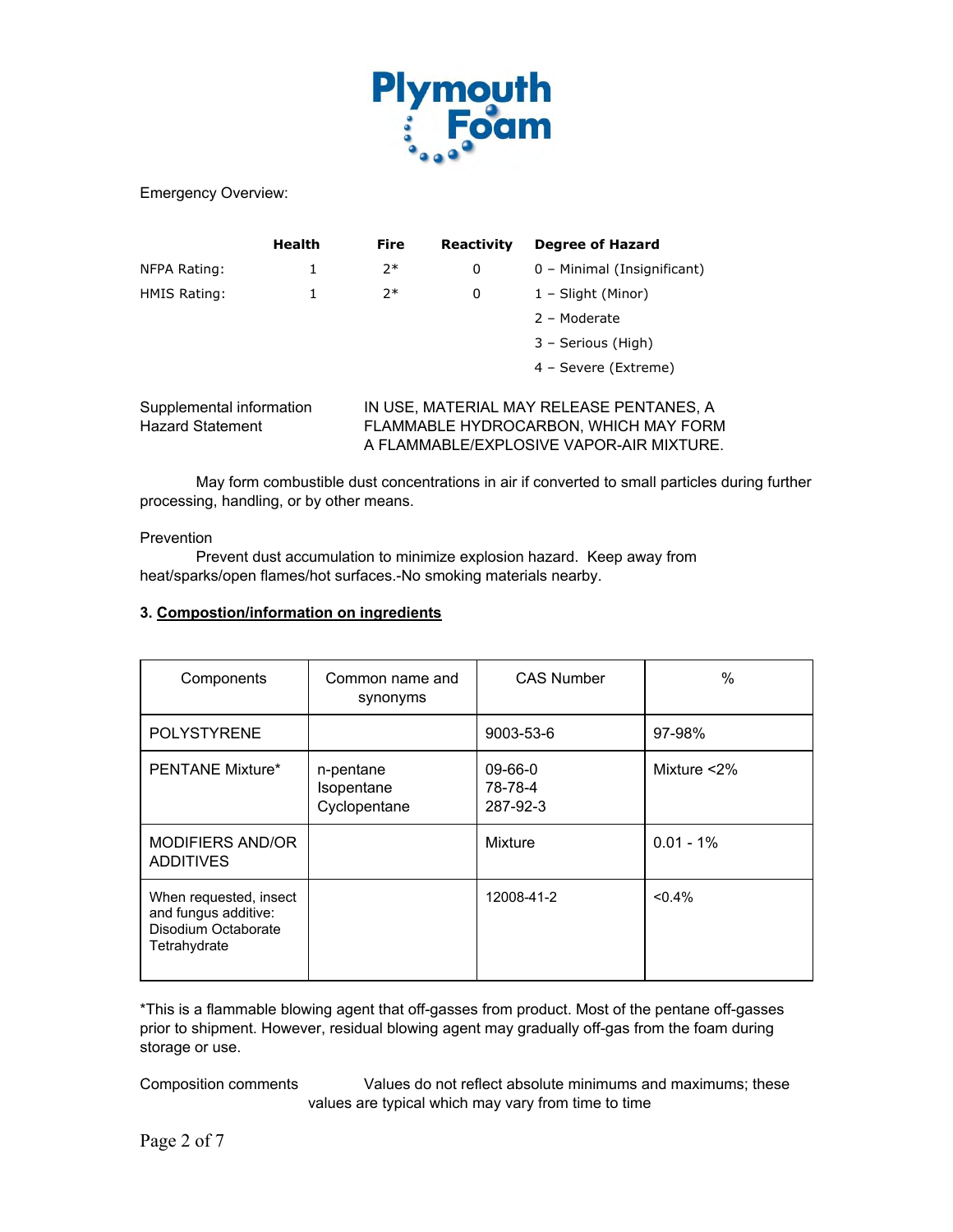Plymouth Foam

Emergency Overview:

| | Health | Fire | Reactivity | Degree of Hazard |
|---|---|---|---|---|
| NFPA Rating: | 1 | 2* | 0 | 0 – Minimal (Insignificant) |
| HMIS Rating: | 1 | 2* | 0 | 1 – Slight (Minor) |
| | | | | 2 – Moderate |
| | | | | 3 – Serious (High) |
| | | | | 4 – Severe (Extreme) |

Supplemental information Hazard Statement: IN USE, MATERIAL MAY RELEASE PENTANES, A FLAMMABLE HYDROCARBON, WHICH MAY FORM A FLAMMABLE/EXPLOSIVE VAPOR-AIR MIXTURE.

May form combustible dust concentrations in air if converted to small particles during further processing, handling, or by other means.

Prevention

Prevent dust accumulation to minimize explosion hazard. Keep away from heat/sparks/open flames/hot surfaces.-No smoking materials nearby.

### 3. Compostion/information on ingredients

| Components | Common name and synonyms | CAS Number | % |
|---|---|---|---|
| POLYSTYRENE | | 9003-53-6 | 97-98% |
| PENTANE Mixture* | n-pentane<br>Isopentane<br>Cyclopentane | 09-66-0<br>78-78-4<br>287-92-3 | Mixture <2% |
| MODIFIERS AND/OR ADDITIVES | | Mixture | 0.01 - 1% |
| When requested, insect and fungus additive: Disodium Octaborate Tetrahydrate | | 12008-41-2 | <0.4% |

*This is a flammable blowing agent that off-gasses from product. Most of the pentane off-gasses prior to shipment. However, residual blowing agent may gradually off-gas from the foam during storage or use.

Composition comments: Values do not reflect absolute minimums and maximums; these values are typical which may vary from time to time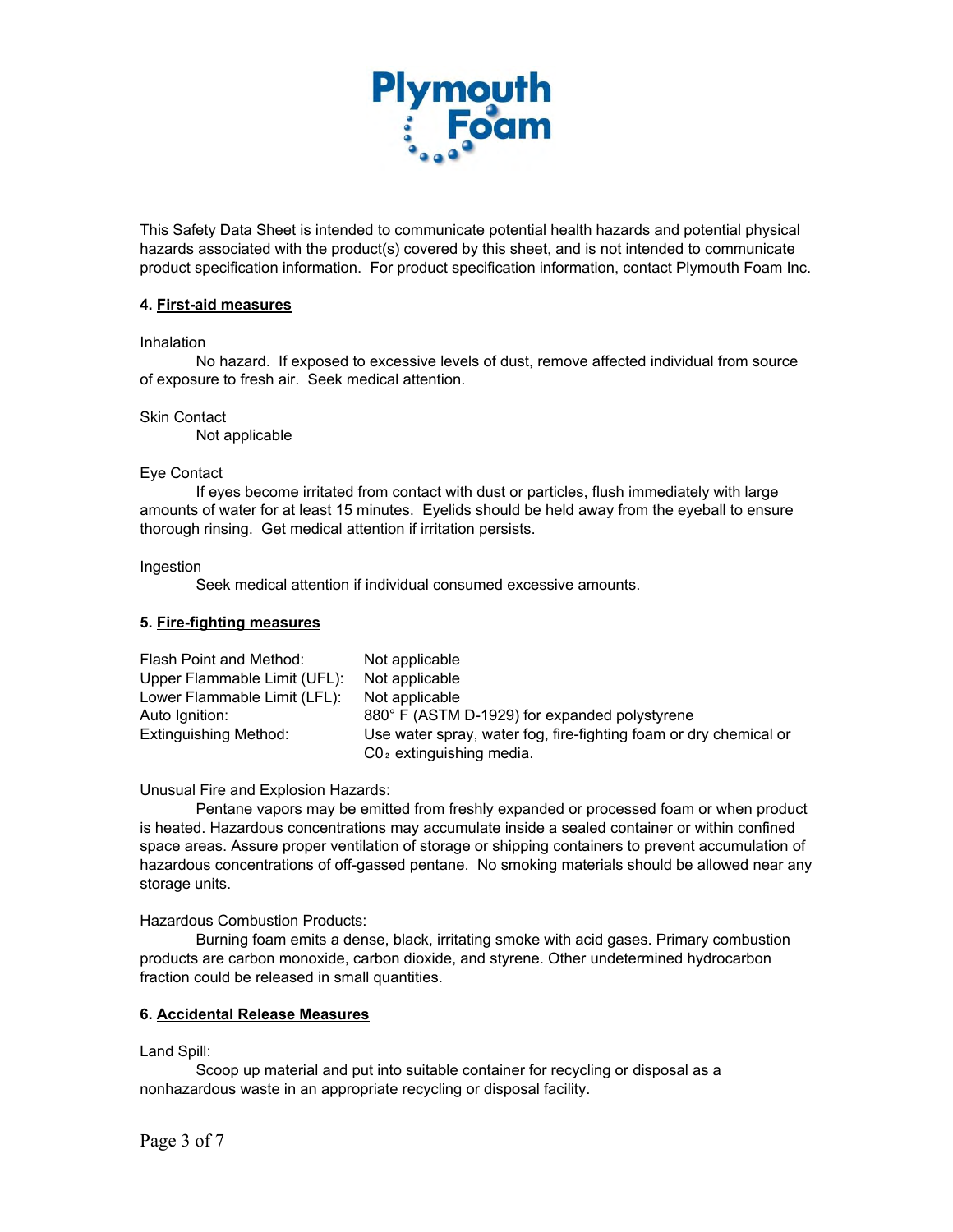This Safety Data Sheet is intended to communicate potential health hazards and potential physical hazards associated with the product(s) covered by this sheet, and is not intended to communicate product specification information. For product specification information, contact Plymouth Foam Inc.

## 4. First-aid measures

Inhalation

No hazard. If exposed to excessive levels of dust, remove affected individual from source of exposure to fresh air. Seek medical attention.

Skin Contact

Not applicable

Eye Contact

If eyes become irritated from contact with dust or particles, flush immediately with large amounts of water for at least 15 minutes. Eyelids should be held away from the eyeball to ensure thorough rinsing. Get medical attention if irritation persists.

Ingestion

Seek medical attention if individual consumed excessive amounts.

## 5. Fire-fighting measures

| | |
|---|---|
| Flash Point and Method: | Not applicable |
| Upper Flammable Limit (UFL): | Not applicable |
| Lower Flammable Limit (LFL): | Not applicable |
| Auto Ignition: | 880° F (ASTM D-1929) for expanded polystyrene |
| Extinguishing Method: | Use water spray, water fog, fire-fighting foam or dry chemical or $C0_2$ extinguishing media. |

Unusual Fire and Explosion Hazards:

Pentane vapors may be emitted from freshly expanded or processed foam or when product is heated. Hazardous concentrations may accumulate inside a sealed container or within confined space areas. Assure proper ventilation of storage or shipping containers to prevent accumulation of hazardous concentrations of off-gassed pentane. No smoking materials should be allowed near any storage units.

Hazardous Combustion Products:

Burning foam emits a dense, black, irritating smoke with acid gases. Primary combustion products are carbon monoxide, carbon dioxide, and styrene. Other undetermined hydrocarbon fraction could be released in small quantities.

## 6. Accidental Release Measures

Land Spill:

Scoop up material and put into suitable container for recycling or disposal as a nonhazardous waste in an appropriate recycling or disposal facility.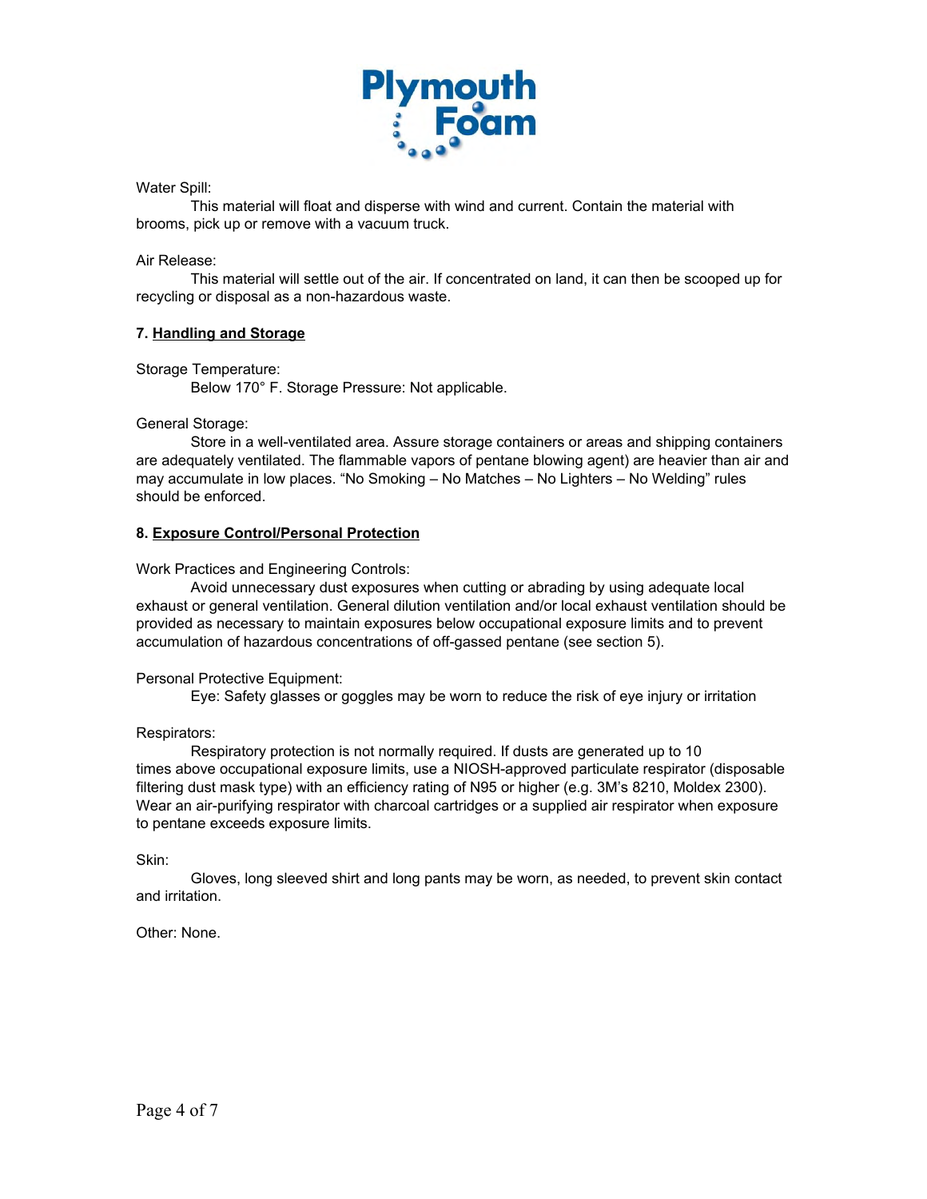Water Spill:

This material will float and disperse with wind and current. Contain the material with brooms, pick up or remove with a vacuum truck.

Air Release:

This material will settle out of the air. If concentrated on land, it can then be scooped up for recycling or disposal as a non-hazardous waste.

**7. Handling and Storage**

Storage Temperature:

Below 170° F. Storage Pressure: Not applicable.

General Storage:

Store in a well-ventilated area. Assure storage containers or areas and shipping containers are adequately ventilated. The flammable vapors of pentane blowing agent) are heavier than air and may accumulate in low places. "No Smoking – No Matches – No Lighters – No Welding" rules should be enforced.

**8. Exposure Control/Personal Protection**

Work Practices and Engineering Controls:

Avoid unnecessary dust exposures when cutting or abrading by using adequate local exhaust or general ventilation. General dilution ventilation and/or local exhaust ventilation should be provided as necessary to maintain exposures below occupational exposure limits and to prevent accumulation of hazardous concentrations of off-gassed pentane (see section 5).

Personal Protective Equipment:

Eye: Safety glasses or goggles may be worn to reduce the risk of eye injury or irritation

Respirators:

Respiratory protection is not normally required. If dusts are generated up to 10 times above occupational exposure limits, use a NIOSH-approved particulate respirator (disposable filtering dust mask type) with an efficiency rating of N95 or higher (e.g. 3M's 8210, Moldex 2300). Wear an air-purifying respirator with charcoal cartridges or a supplied air respirator when exposure to pentane exceeds exposure limits.

Skin:

Gloves, long sleeved shirt and long pants may be worn, as needed, to prevent skin contact and irritation.

Other: None.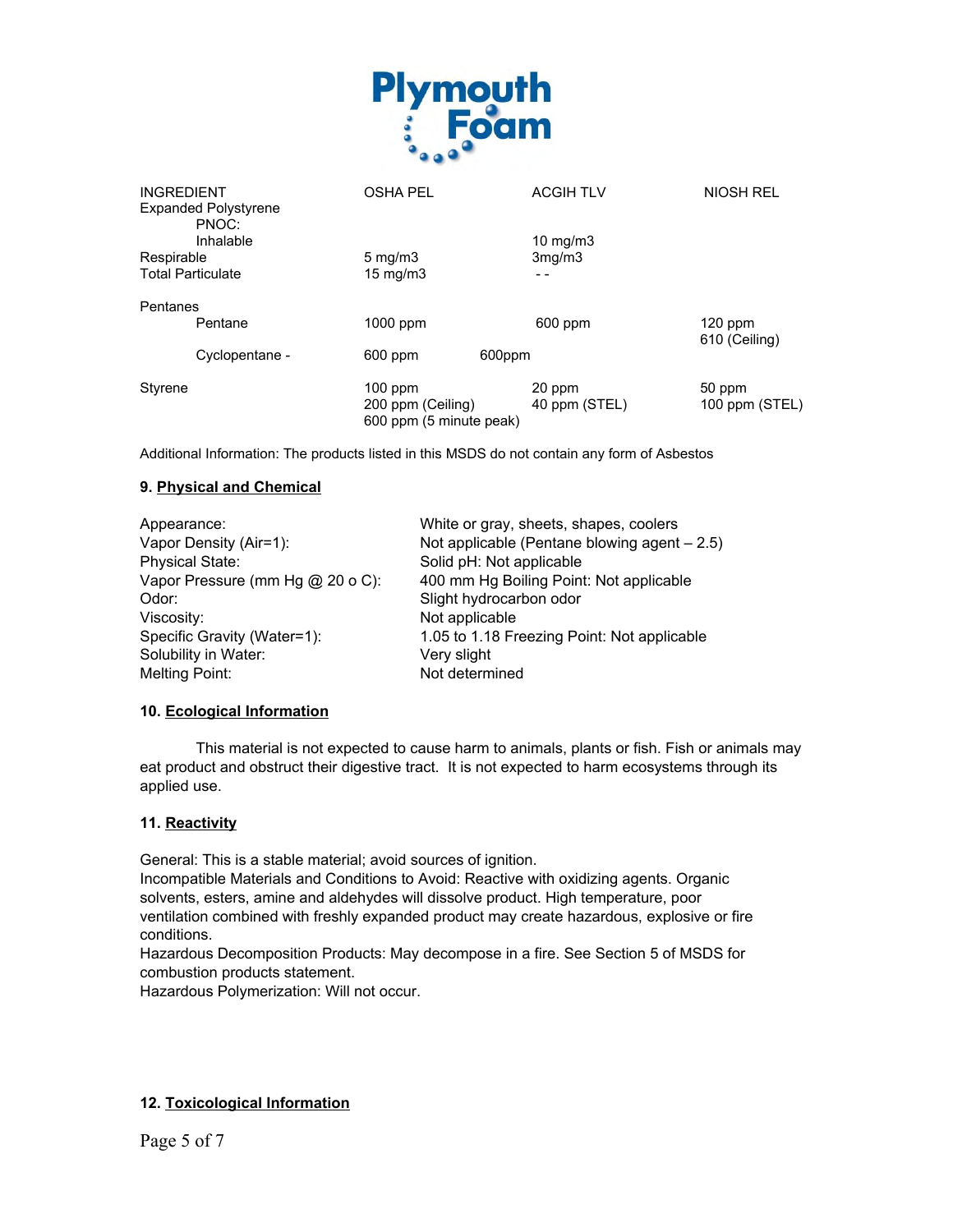Plymouth Foam

| INGREDIENT | OSHA PEL | ACGIH TLV | NIOSH REL |
|---|---|---|---|
| Expanded Polystyrene | | | |
| PNOC: | | | |
| Inhalable | | 10 mg/m3 | |
| Respirable | 5 mg/m3 | 3mg/m3 | |
| Total Particulate | 15 mg/m3 | - - | |
| Pentanes | | | |
| Pentane | 1000 ppm | 600 ppm | 120 ppm<br>610 (Ceiling) |
| Cyclopentane - | 600 ppm | 600ppm | |
| Styrene | 100 ppm<br>200 ppm (Ceiling)<br>600 ppm (5 minute peak) | 20 ppm<br>40 ppm (STEL) | 50 ppm<br>100 ppm (STEL) |

Additional Information: The products listed in this MSDS do not contain any form of Asbestos

## 9. Physical and Chemical

| | |
|---|---|
| Appearance: | White or gray, sheets, shapes, coolers |
| Vapor Density (Air=1): | Not applicable (Pentane blowing agent – 2.5) |
| Physical State: | Solid pH: Not applicable |
| Vapor Pressure (mm Hg @ 20 o C): | 400 mm Hg Boiling Point: Not applicable |
| Odor: | Slight hydrocarbon odor |
| Viscosity: | Not applicable |
| Specific Gravity (Water=1): | 1.05 to 1.18 Freezing Point: Not applicable |
| Solubility in Water: | Very slight |
| Melting Point: | Not determined |

## 10. Ecological Information

This material is not expected to cause harm to animals, plants or fish. Fish or animals may eat product and obstruct their digestive tract. It is not expected to harm ecosystems through its applied use.

## 11. Reactivity

General: This is a stable material; avoid sources of ignition.
Incompatible Materials and Conditions to Avoid: Reactive with oxidizing agents. Organic solvents, esters, amine and aldehydes will dissolve product. High temperature, poor ventilation combined with freshly expanded product may create hazardous, explosive or fire conditions.
Hazardous Decomposition Products: May decompose in a fire. See Section 5 of MSDS for combustion products statement.
Hazardous Polymerization: Will not occur.

## 12. Toxicological Information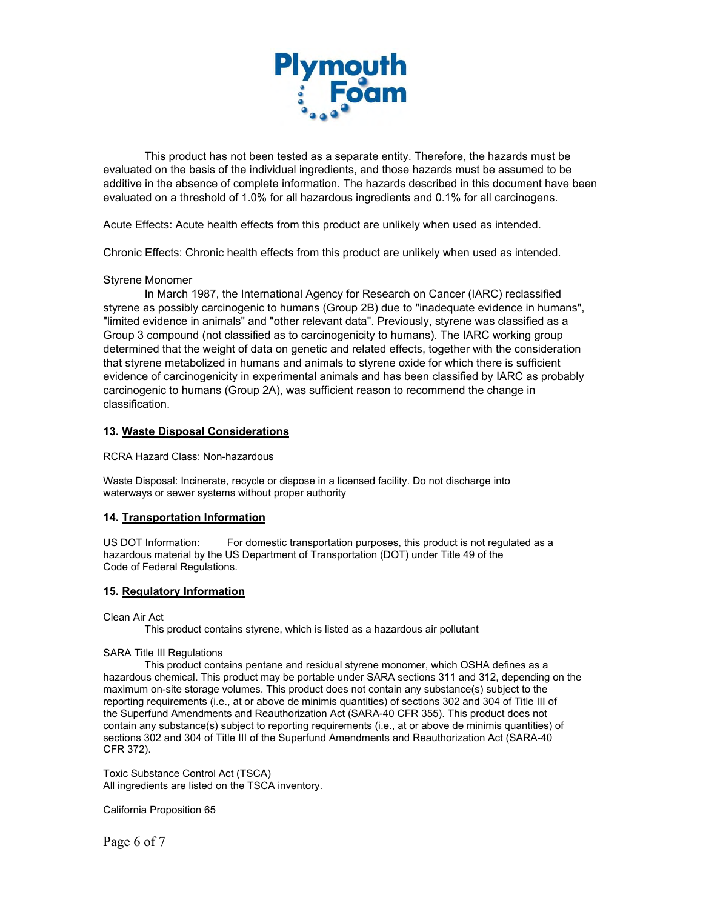This product has not been tested as a separate entity. Therefore, the hazards must be evaluated on the basis of the individual ingredients, and those hazards must be assumed to be additive in the absence of complete information. The hazards described in this document have been evaluated on a threshold of 1.0% for all hazardous ingredients and 0.1% for all carcinogens.

Acute Effects: Acute health effects from this product are unlikely when used as intended.

Chronic Effects: Chronic health effects from this product are unlikely when used as intended.

Styrene Monomer

In March 1987, the International Agency for Research on Cancer (IARC) reclassified styrene as possibly carcinogenic to humans (Group 2B) due to "inadequate evidence in humans", "limited evidence in animals" and "other relevant data". Previously, styrene was classified as a Group 3 compound (not classified as to carcinogenicity to humans). The IARC working group determined that the weight of data on genetic and related effects, together with the consideration that styrene metabolized in humans and animals to styrene oxide for which there is sufficient evidence of carcinogenicity in experimental animals and has been classified by IARC as probably carcinogenic to humans (Group 2A), was sufficient reason to recommend the change in classification.

## 13. Waste Disposal Considerations

RCRA Hazard Class: Non-hazardous

Waste Disposal: Incinerate, recycle or dispose in a licensed facility. Do not discharge into waterways or sewer systems without proper authority

## 14. Transportation Information

US DOT Information: For domestic transportation purposes, this product is not regulated as a hazardous material by the US Department of Transportation (DOT) under Title 49 of the Code of Federal Regulations.

## 15. Regulatory Information

Clean Air Act

This product contains styrene, which is listed as a hazardous air pollutant

SARA Title III Regulations

This product contains pentane and residual styrene monomer, which OSHA defines as a hazardous chemical. This product may be portable under SARA sections 311 and 312, depending on the maximum on-site storage volumes. This product does not contain any substance(s) subject to the reporting requirements (i.e., at or above de minimis quantities) of sections 302 and 304 of Title III of the Superfund Amendments and Reauthorization Act (SARA-40 CFR 355). This product does not contain any substance(s) subject to reporting requirements (i.e., at or above de minimis quantities) of sections 302 and 304 of Title III of the Superfund Amendments and Reauthorization Act (SARA-40 CFR 372).

Toxic Substance Control Act (TSCA)
All ingredients are listed on the TSCA inventory.

California Proposition 65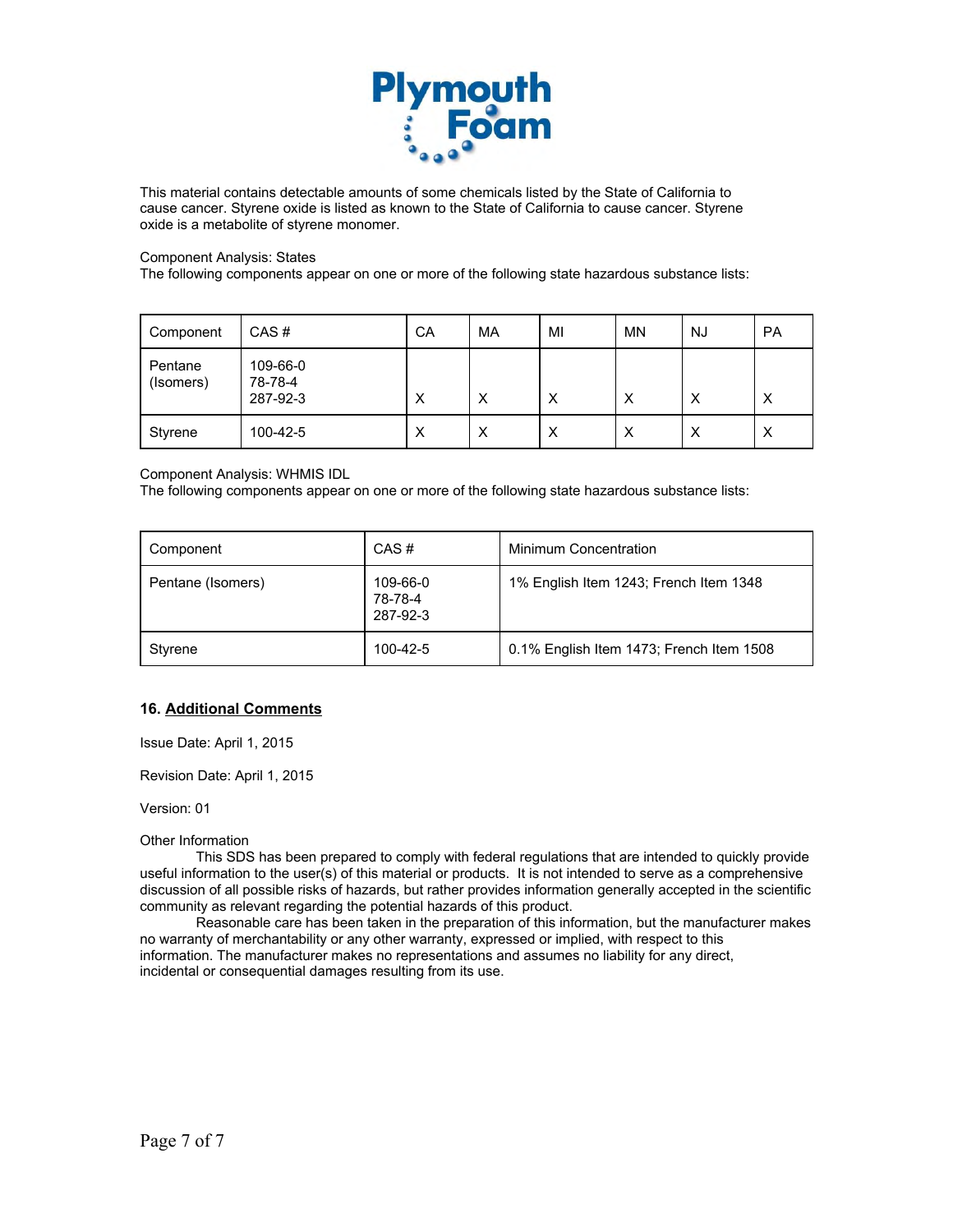This material contains detectable amounts of some chemicals listed by the State of California to cause cancer. Styrene oxide is listed as known to the State of California to cause cancer. Styrene oxide is a metabolite of styrene monomer.

Component Analysis: States
The following components appear on one or more of the following state hazardous substance lists:

| Component | CAS # | CA | MA | MI | MN | NJ | PA |
|---|---|---|---|---|---|---|---|
| Pentane (Isomers) | 109-66-0<br>78-78-4<br>287-92-3 | X | X | X | X | X | X |
| Styrene | 100-42-5 | X | X | X | X | X | X |

Component Analysis: WHMIS IDL
The following components appear on one or more of the following state hazardous substance lists:

| Component | CAS # | Minimum Concentration |
|---|---|---|
| Pentane (Isomers) | 109-66-0<br>78-78-4<br>287-92-3 | 1% English Item 1243; French Item 1348 |
| Styrene | 100-42-5 | 0.1% English Item 1473; French Item 1508 |

### 16. Additional Comments

Issue Date: April 1, 2015

Revision Date: April 1, 2015

Version: 01

Other Information

This SDS has been prepared to comply with federal regulations that are intended to quickly provide useful information to the user(s) of this material or products. It is not intended to serve as a comprehensive discussion of all possible risks of hazards, but rather provides information generally accepted in the scientific community as relevant regarding the potential hazards of this product.

Reasonable care has been taken in the preparation of this information, but the manufacturer makes no warranty of merchantability or any other warranty, expressed or implied, with respect to this information. The manufacturer makes no representations and assumes no liability for any direct, incidental or consequential damages resulting from its use.